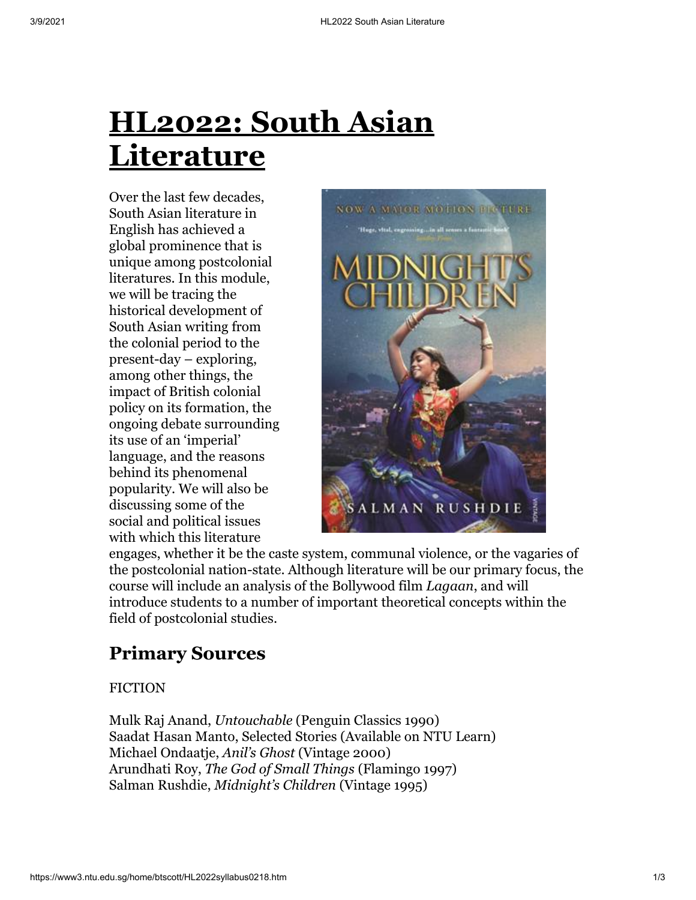# HL2022: South Asian Literature

Over the last few decades, South Asian literature in English has achieved a global prominence that is unique among postcolonial literatures. In this module, we will be tracing the historical development of South Asian writing from the colonial period to the present-day – exploring, among other things, the impact of British colonial policy on its formation, the ongoing debate surrounding its use of an 'imperial' language, and the reasons behind its phenomenal popularity. We will also be discussing some of the social and political issues with which this literature engages, whether it be the caste system, communal violence, or the vagaries of the postcolonial nation-state. Although literature will be our primary focus, the course will include an analysis of the Bollywood film *Lagaan*, and will introduce students to a number of important theoretical concepts within the field of postcolonial studies.

## Primary Sources

FICTION

Mulk Raj Anand, *Untouchable* (Penguin Classics 1990)
Saadat Hasan Manto, Selected Stories (Available on NTU Learn)
Michael Ondaatje, *Anil's Ghost* (Vintage 2000)
Arundhati Roy, *The God of Small Things* (Flamingo 1997)
Salman Rushdie, *Midnight's Children* (Vintage 1995)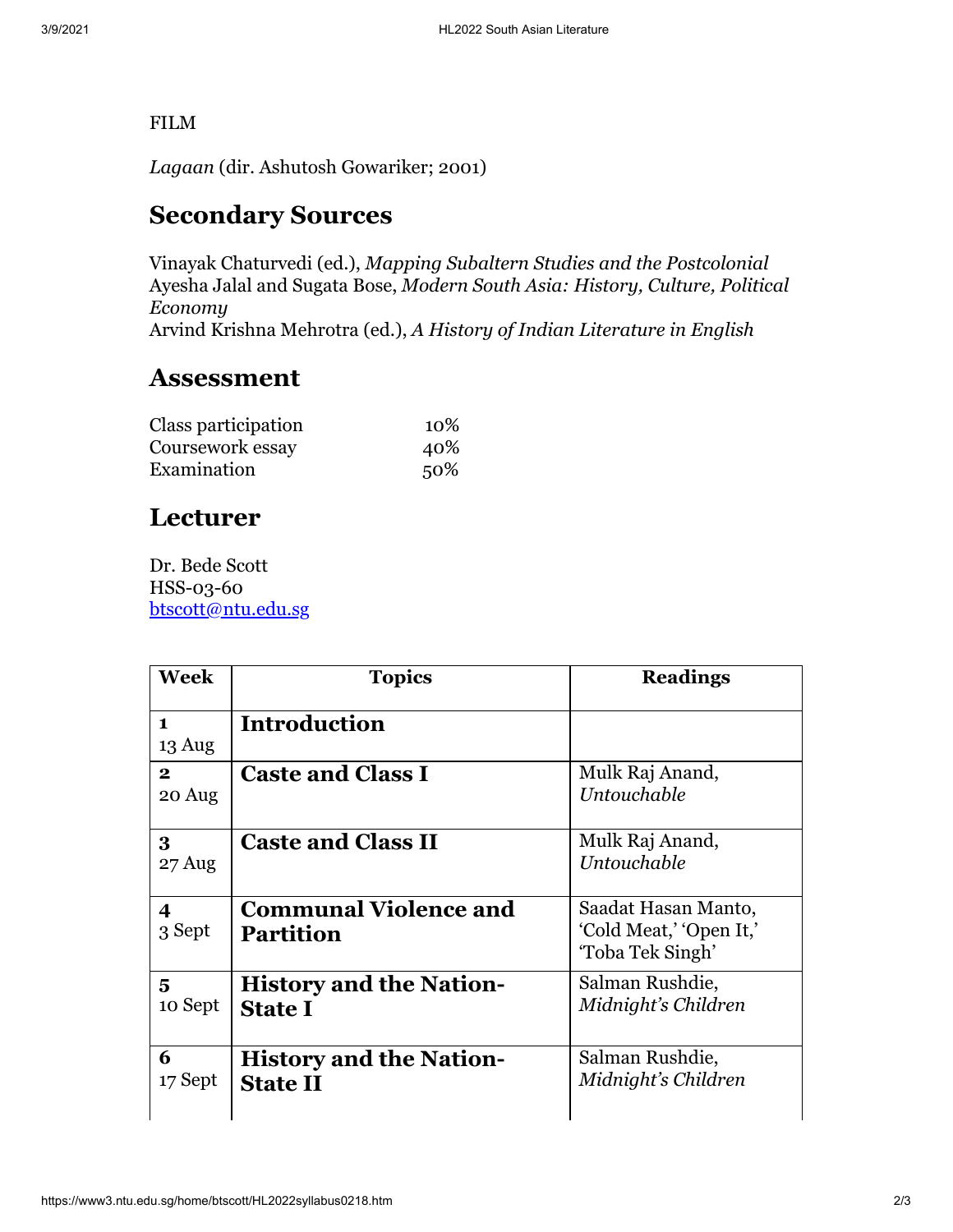FILM

*Lagaan* (dir. Ashutosh Gowariker; 2001)

## Secondary Sources

Vinayak Chaturvedi (ed.), *Mapping Subaltern Studies and the Postcolonial*
Ayesha Jalal and Sugata Bose, *Modern South Asia: History, Culture, Political Economy*
Arvind Krishna Mehrotra (ed.), *A History of Indian Literature in English*

## Assessment

| | |
|---|---|
| Class participation | 10% |
| Coursework essay | 40% |
| Examination | 50% |

## Lecturer

Dr. Bede Scott
HSS-03-60
btscott@ntu.edu.sg

| Week | Topics | Readings |
|---|---|---|
| **1** 13 Aug | **Introduction** | |
| **2** 20 Aug | **Caste and Class I** | Mulk Raj Anand, *Untouchable* |
| **3** 27 Aug | **Caste and Class II** | Mulk Raj Anand, *Untouchable* |
| **4** 3 Sept | **Communal Violence and Partition** | Saadat Hasan Manto, 'Cold Meat,' 'Open It,' 'Toba Tek Singh' |
| **5** 10 Sept | **History and the Nation-State I** | Salman Rushdie, *Midnight's Children* |
| **6** 17 Sept | **History and the Nation-State II** | Salman Rushdie, *Midnight's Children* |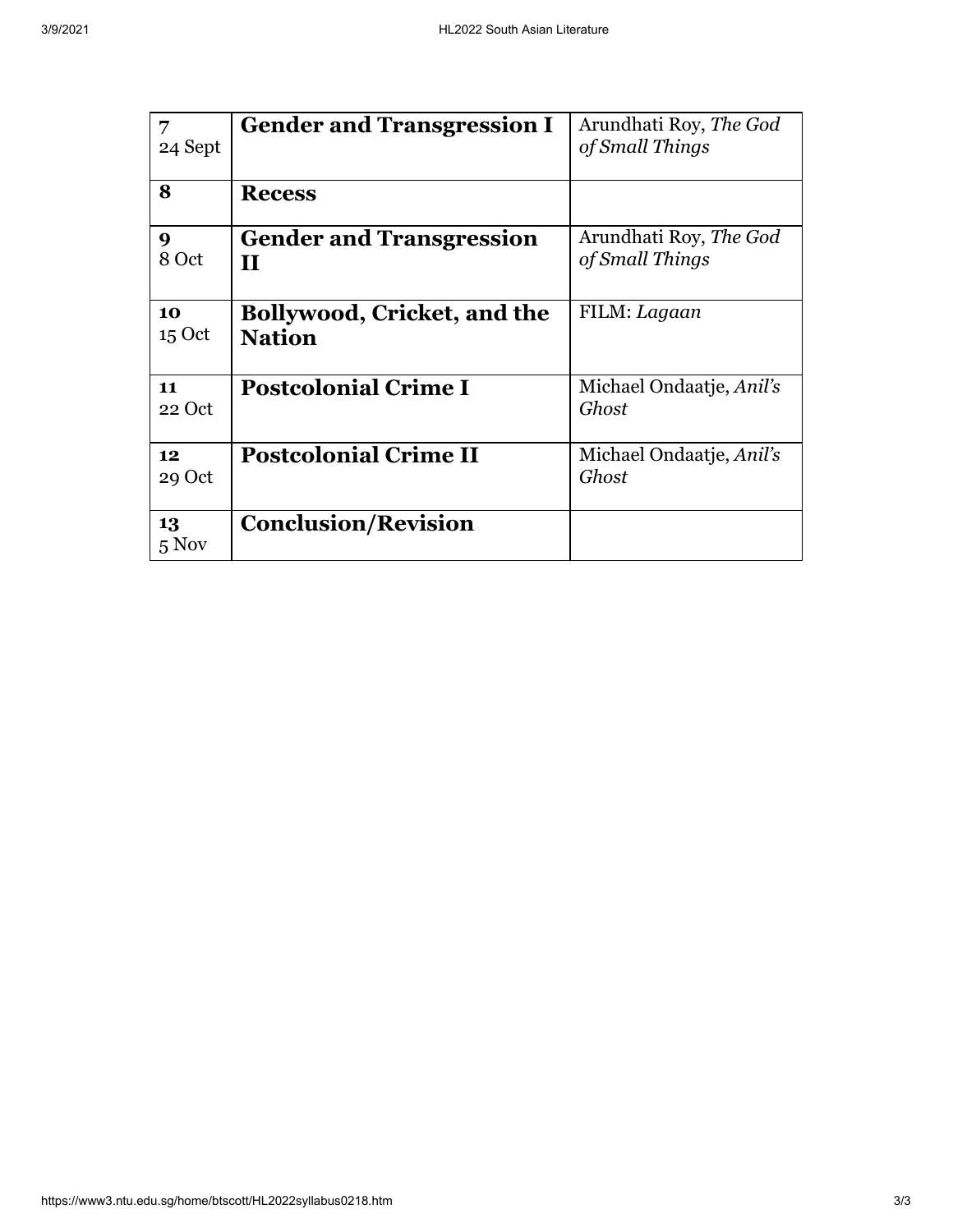| | | |
|---|---|---|
| **7**<br>24 Sept | **Gender and Transgression I** | Arundhati Roy, *The God of Small Things* |
| **8** | **Recess** | |
| **9**<br>8 Oct | **Gender and Transgression II** | Arundhati Roy, *The God of Small Things* |
| **10**<br>15 Oct | **Bollywood, Cricket, and the Nation** | FILM: *Lagaan* |
| **11**<br>22 Oct | **Postcolonial Crime I** | Michael Ondaatje, *Anil's Ghost* |
| **12**<br>29 Oct | **Postcolonial Crime II** | Michael Ondaatje, *Anil's Ghost* |
| **13**<br>5 Nov | **Conclusion/Revision** | |